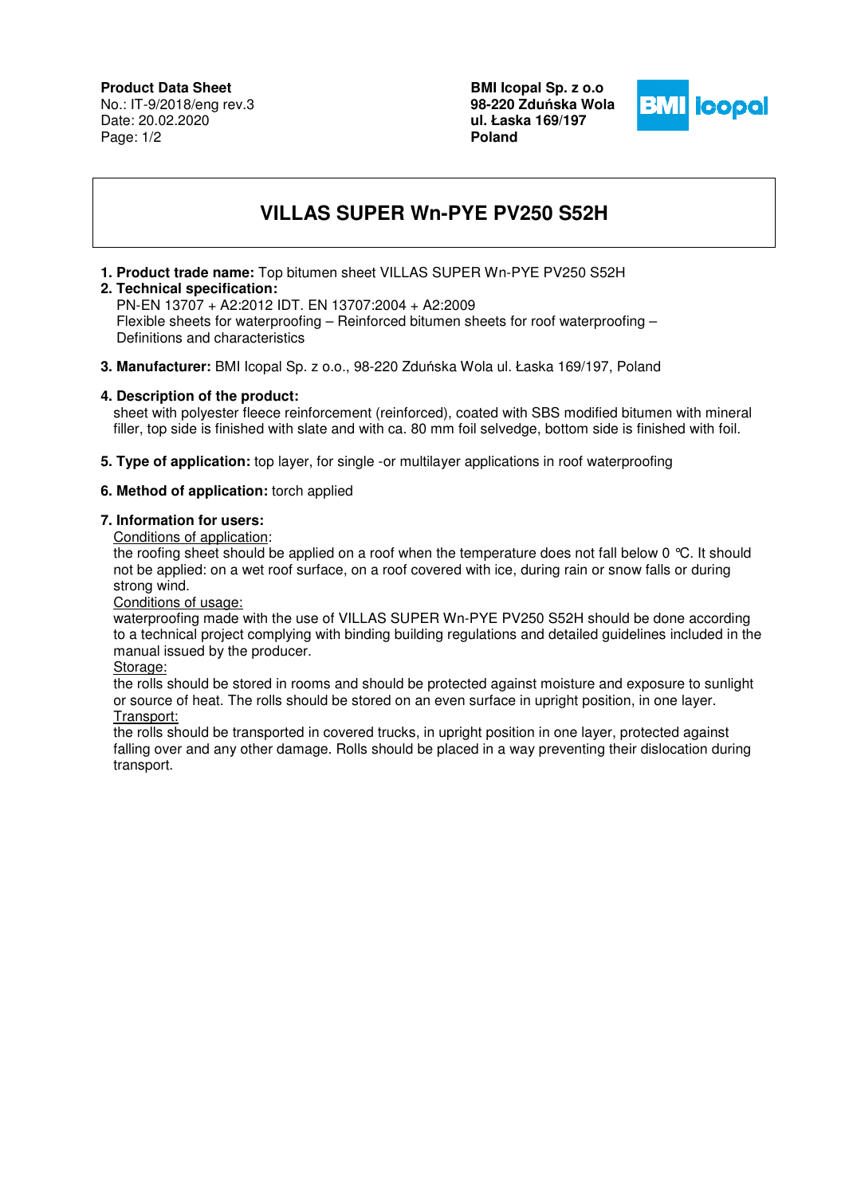**Product Data Sheet**
No.: IT-9/2018/eng rev.3
Date: 20.02.2020

**BMI Icopal Sp. z o.o**
**98-220 Zduńska Wola**
**ul. Łaska 169/197**
**Poland**

# VILLAS SUPER Wn-PYE PV250 S52H

1. **Product trade name:** Top bitumen sheet VILLAS SUPER Wn-PYE PV250 S52H
2. **Technical specification:**
   PN-EN 13707 + A2:2012 IDT. EN 13707:2004 + A2:2009
   Flexible sheets for waterproofing – Reinforced bitumen sheets for roof waterproofing – Definitions and characteristics
3. **Manufacturer:** BMI Icopal Sp. z o.o., 98-220 Zduńska Wola ul. Łaska 169/197, Poland
4. **Description of the product:**
   sheet with polyester fleece reinforcement (reinforced), coated with SBS modified bitumen with mineral filler, top side is finished with slate and with ca. 80 mm foil selvedge, bottom side is finished with foil.
5. **Type of application:** top layer, for single -or multilayer applications in roof waterproofing
6. **Method of application:** torch applied
7. **Information for users:**

   Conditions of application:
   the roofing sheet should be applied on a roof when the temperature does not fall below 0 °C. It should not be applied: on a wet roof surface, on a roof covered with ice, during rain or snow falls or during strong wind.

   Conditions of usage:
   waterproofing made with the use of VILLAS SUPER Wn-PYE PV250 S52H should be done according to a technical project complying with binding building regulations and detailed guidelines included in the manual issued by the producer.

   Storage:
   the rolls should be stored in rooms and should be protected against moisture and exposure to sunlight or source of heat. The rolls should be stored on an even surface in upright position, in one layer.

   Transport:
   the rolls should be transported in covered trucks, in upright position in one layer, protected against falling over and any other damage. Rolls should be placed in a way preventing their dislocation during transport.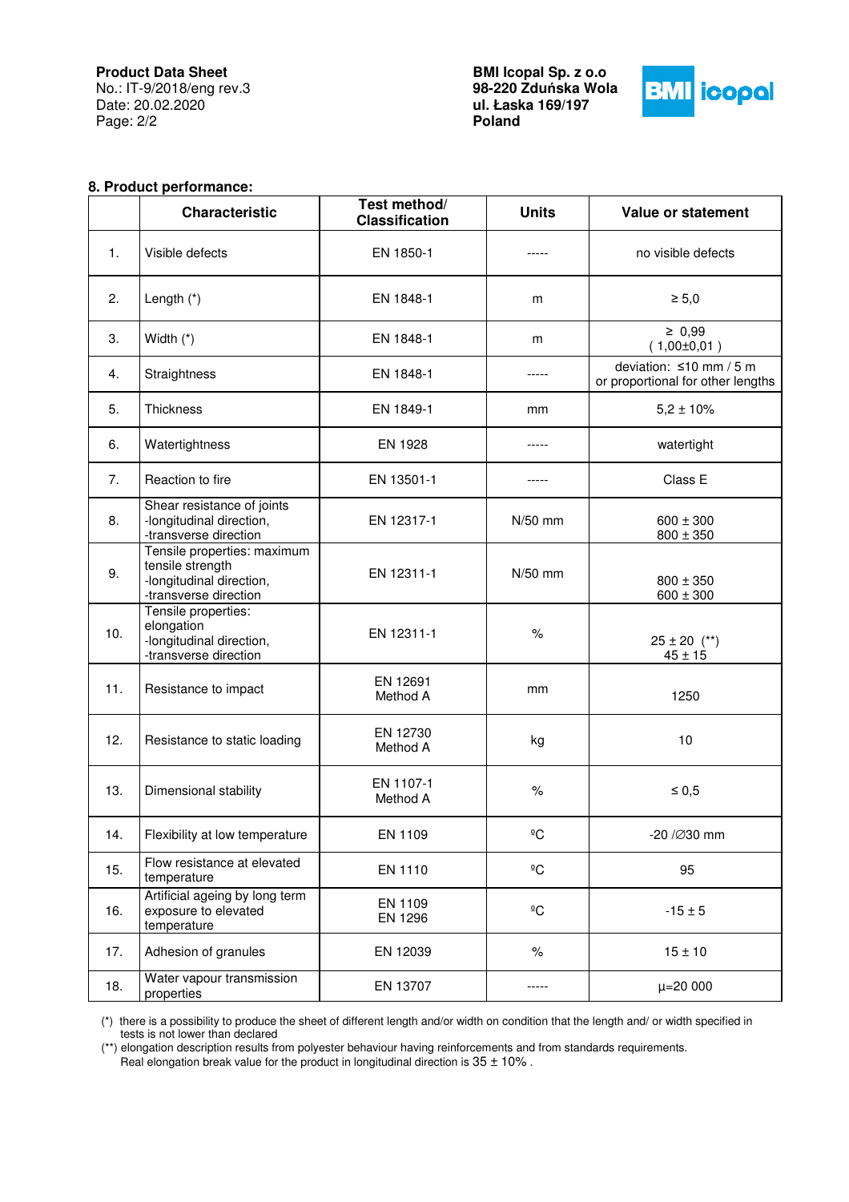**Product Data Sheet**
No.: IT-9/2018/eng rev.3
Date: 20.02.2020

**BMI Icopal Sp. z o.o**
**98-220 Zduńska Wola**
**ul. Łaska 169/197**
**Poland**

### 8. Product performance:

| | Characteristic | Test method/ Classification | Units | Value or statement |
|---|---|---|---|---|
| 1. | Visible defects | EN 1850-1 | ----- | no visible defects |
| 2. | Length (*) | EN 1848-1 | m | ≥ 5,0 |
| 3. | Width (*) | EN 1848-1 | m | ≥ 0,99 ( 1,00±0,01 ) |
| 4. | Straightness | EN 1848-1 | ----- | deviation: ≤10 mm / 5 m or proportional for other lengths |
| 5. | Thickness | EN 1849-1 | mm | 5,2 ± 10% |
| 6. | Watertightness | EN 1928 | ----- | watertight |
| 7. | Reaction to fire | EN 13501-1 | ----- | Class E |
| 8. | Shear resistance of joints -longitudinal direction, -transverse direction | EN 12317-1 | N/50 mm | 600 ± 300<br>800 ± 350 |
| 9. | Tensile properties: maximum tensile strength -longitudinal direction, -transverse direction | EN 12311-1 | N/50 mm | 800 ± 350<br>600 ± 300 |
| 10. | Tensile properties: elongation -longitudinal direction, -transverse direction | EN 12311-1 | % | 25 ± 20 (**)<br>45 ± 15 |
| 11. | Resistance to impact | EN 12691 Method A | mm | 1250 |
| 12. | Resistance to static loading | EN 12730 Method A | kg | 10 |
| 13. | Dimensional stability | EN 1107-1 Method A | % | ≤ 0,5 |
| 14. | Flexibility at low temperature | EN 1109 | ºC | -20 /∅30 mm |
| 15. | Flow resistance at elevated temperature | EN 1110 | ºC | 95 |
| 16. | Artificial ageing by long term exposure to elevated temperature | EN 1109<br>EN 1296 | ºC | -15 ± 5 |
| 17. | Adhesion of granules | EN 12039 | % | 15 ± 10 |
| 18. | Water vapour transmission properties | EN 13707 | ----- | μ=20 000 |

(*) there is a possibility to produce the sheet of different length and/or width on condition that the length and/ or width specified in tests is not lower than declared

(**) elongation description results from polyester behaviour having reinforcements and from standards requirements. Real elongation break value for the product in longitudinal direction is 35 ± 10% .